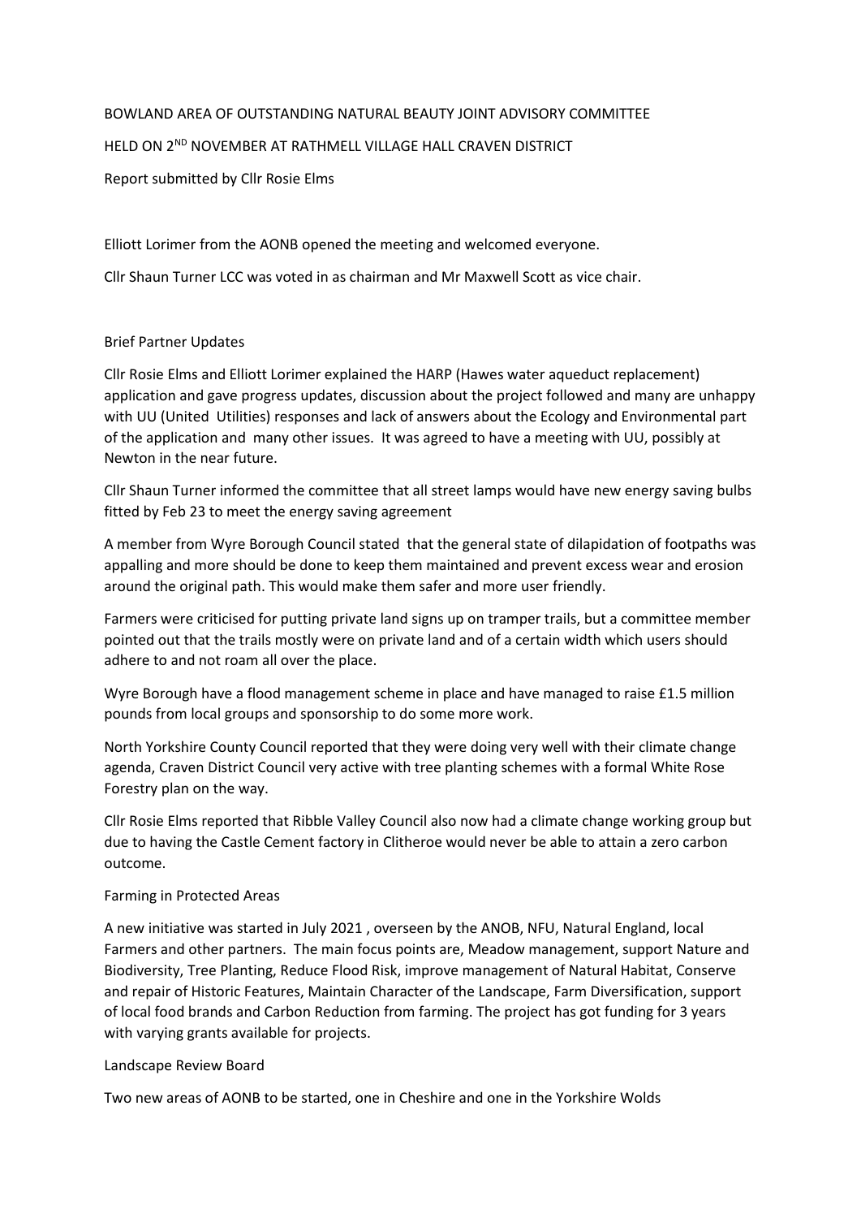BOWLAND AREA OF OUTSTANDING NATURAL BEAUTY JOINT ADVISORY COMMITTEE

HELD ON 2[ND] NOVEMBER AT RATHMELL VILLAGE HALL CRAVEN DISTRICT

Report submitted by Cllr Rosie Elms

Elliott Lorimer from the AONB opened the meeting and welcomed everyone.

Cllr Shaun Turner LCC was voted in as chairman and Mr Maxwell Scott as vice chair.

Brief Partner Updates

Cllr Rosie Elms and Elliott Lorimer explained the HARP (Hawes water aqueduct replacement) application and gave progress updates, discussion about the project followed and many are unhappy with UU (United Utilities) responses and lack of answers about the Ecology and Environmental part of the application and many other issues. It was agreed to have a meeting with UU, possibly at Newton in the near future.

Cllr Shaun Turner informed the committee that all street lamps would have new energy saving bulbs fitted by Feb 23 to meet the energy saving agreement

A member from Wyre Borough Council stated that the general state of dilapidation of footpaths was appalling and more should be done to keep them maintained and prevent excess wear and erosion around the original path. This would make them safer and more user friendly.

Farmers were criticised for putting private land signs up on tramper trails, but a committee member pointed out that the trails mostly were on private land and of a certain width which users should adhere to and not roam all over the place.

Wyre Borough have a flood management scheme in place and have managed to raise £1.5 million pounds from local groups and sponsorship to do some more work.

North Yorkshire County Council reported that they were doing very well with their climate change agenda, Craven District Council very active with tree planting schemes with a formal White Rose Forestry plan on the way.

Cllr Rosie Elms reported that Ribble Valley Council also now had a climate change working group but due to having the Castle Cement factory in Clitheroe would never be able to attain a zero carbon outcome.

Farming in Protected Areas

A new initiative was started in July 2021 , overseen by the ANOB, NFU, Natural England, local Farmers and other partners. The main focus points are, Meadow management, support Nature and Biodiversity, Tree Planting, Reduce Flood Risk, improve management of Natural Habitat, Conserve and repair of Historic Features, Maintain Character of the Landscape, Farm Diversification, support of local food brands and Carbon Reduction from farming. The project has got funding for 3 years with varying grants available for projects.

Landscape Review Board

Two new areas of AONB to be started, one in Cheshire and one in the Yorkshire Wolds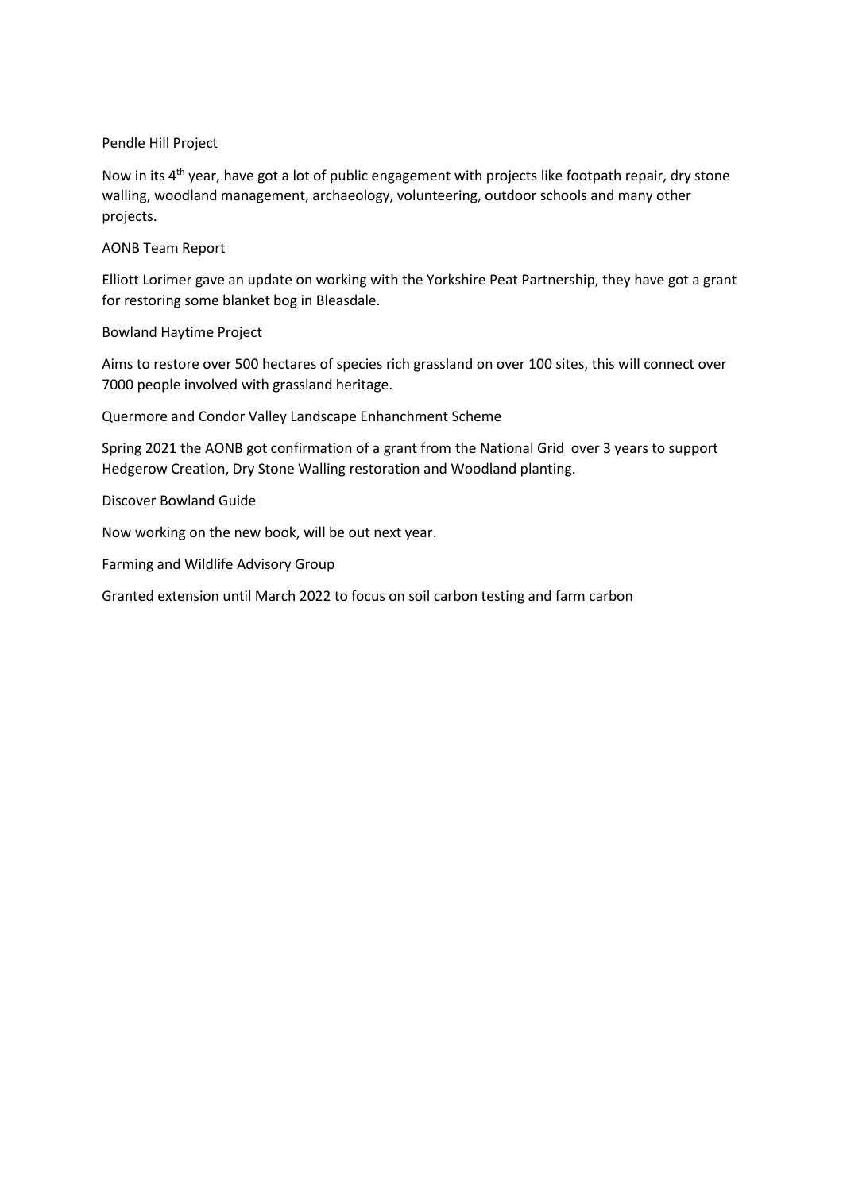Pendle Hill Project

Now in its 4th year, have got a lot of public engagement with projects like footpath repair, dry stone walling, woodland management, archaeology, volunteering, outdoor schools and many other projects.

AONB Team Report

Elliott Lorimer gave an update on working with the Yorkshire Peat Partnership, they have got a grant for restoring some blanket bog in Bleasdale.

Bowland Haytime Project

Aims to restore over 500 hectares of species rich grassland on over 100 sites, this will connect over 7000 people involved with grassland heritage.

Quermore and Condor Valley Landscape Enhanchment Scheme

Spring 2021 the AONB got confirmation of a grant from the National Grid over 3 years to support Hedgerow Creation, Dry Stone Walling restoration and Woodland planting.

Discover Bowland Guide

Now working on the new book, will be out next year.

Farming and Wildlife Advisory Group

Granted extension until March 2022 to focus on soil carbon testing and farm carbon